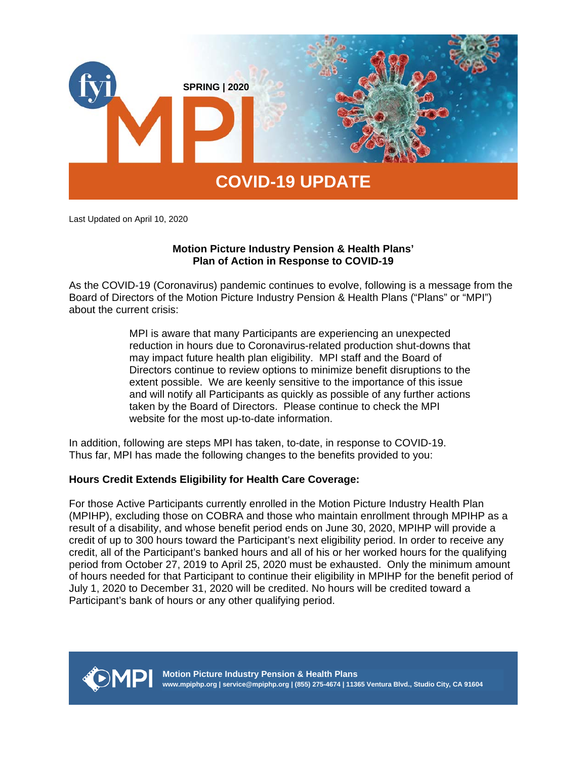fyi MPI

SPRING | 2020

# COVID-19 UPDATE

Last Updated on April 10, 2020

## Motion Picture Industry Pension & Health Plans' Plan of Action in Response to COVID-19

As the COVID-19 (Coronavirus) pandemic continues to evolve, following is a message from the Board of Directors of the Motion Picture Industry Pension & Health Plans ("Plans" or "MPI") about the current crisis:

> MPI is aware that many Participants are experiencing an unexpected reduction in hours due to Coronavirus-related production shut-downs that may impact future health plan eligibility. MPI staff and the Board of Directors continue to review options to minimize benefit disruptions to the extent possible. We are keenly sensitive to the importance of this issue and will notify all Participants as quickly as possible of any further actions taken by the Board of Directors. Please continue to check the MPI website for the most up-to-date information.

In addition, following are steps MPI has taken, to-date, in response to COVID-19. Thus far, MPI has made the following changes to the benefits provided to you:

**Hours Credit Extends Eligibility for Health Care Coverage:**

For those Active Participants currently enrolled in the Motion Picture Industry Health Plan (MPIHP), excluding those on COBRA and those who maintain enrollment through MPIHP as a result of a disability, and whose benefit period ends on June 30, 2020, MPIHP will provide a credit of up to 300 hours toward the Participant's next eligibility period. In order to receive any credit, all of the Participant's banked hours and all of his or her worked hours for the qualifying period from October 27, 2019 to April 25, 2020 must be exhausted. Only the minimum amount of hours needed for that Participant to continue their eligibility in MPIHP for the benefit period of July 1, 2020 to December 31, 2020 will be credited. No hours will be credited toward a Participant's bank of hours or any other qualifying period.

**Motion Picture Industry Pension & Health Plans**
www.mpiphp.org | service@mpiphp.org | (855) 275-4674 | 11365 Ventura Blvd., Studio City, CA 91604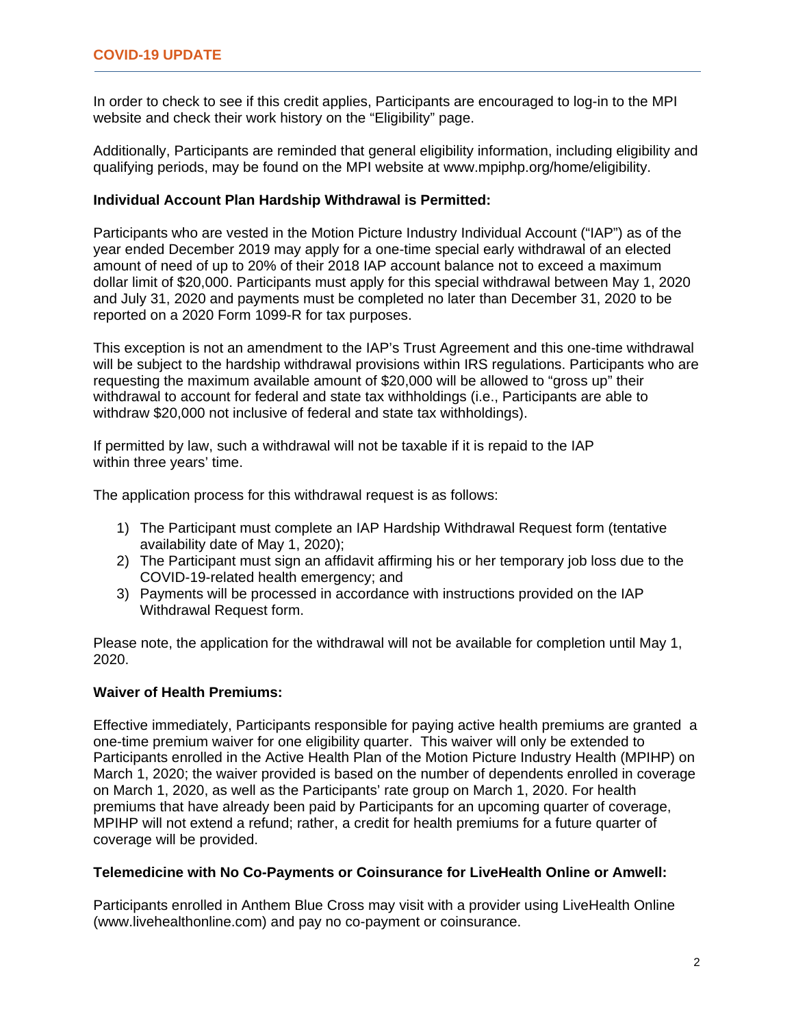In order to check to see if this credit applies, Participants are encouraged to log-in to the MPI website and check their work history on the "Eligibility" page.

Additionally, Participants are reminded that general eligibility information, including eligibility and qualifying periods, may be found on the MPI website at www.mpiphp.org/home/eligibility.

**Individual Account Plan Hardship Withdrawal is Permitted:**

Participants who are vested in the Motion Picture Industry Individual Account ("IAP") as of the year ended December 2019 may apply for a one-time special early withdrawal of an elected amount of need of up to 20% of their 2018 IAP account balance not to exceed a maximum dollar limit of $20,000. Participants must apply for this special withdrawal between May 1, 2020 and July 31, 2020 and payments must be completed no later than December 31, 2020 to be reported on a 2020 Form 1099-R for tax purposes.

This exception is not an amendment to the IAP's Trust Agreement and this one-time withdrawal will be subject to the hardship withdrawal provisions within IRS regulations. Participants who are requesting the maximum available amount of $20,000 will be allowed to "gross up" their withdrawal to account for federal and state tax withholdings (i.e., Participants are able to withdraw $20,000 not inclusive of federal and state tax withholdings).

If permitted by law, such a withdrawal will not be taxable if it is repaid to the IAP within three years' time.

The application process for this withdrawal request is as follows:

1) The Participant must complete an IAP Hardship Withdrawal Request form (tentative availability date of May 1, 2020);
2) The Participant must sign an affidavit affirming his or her temporary job loss due to the COVID-19-related health emergency; and
3) Payments will be processed in accordance with instructions provided on the IAP Withdrawal Request form.

Please note, the application for the withdrawal will not be available for completion until May 1, 2020.

**Waiver of Health Premiums:**

Effective immediately, Participants responsible for paying active health premiums are granted a one-time premium waiver for one eligibility quarter. This waiver will only be extended to Participants enrolled in the Active Health Plan of the Motion Picture Industry Health (MPIHP) on March 1, 2020; the waiver provided is based on the number of dependents enrolled in coverage on March 1, 2020, as well as the Participants' rate group on March 1, 2020. For health premiums that have already been paid by Participants for an upcoming quarter of coverage, MPIHP will not extend a refund; rather, a credit for health premiums for a future quarter of coverage will be provided.

**Telemedicine with No Co-Payments or Coinsurance for LiveHealth Online or Amwell:**

Participants enrolled in Anthem Blue Cross may visit with a provider using LiveHealth Online (www.livehealthonline.com) and pay no co-payment or coinsurance.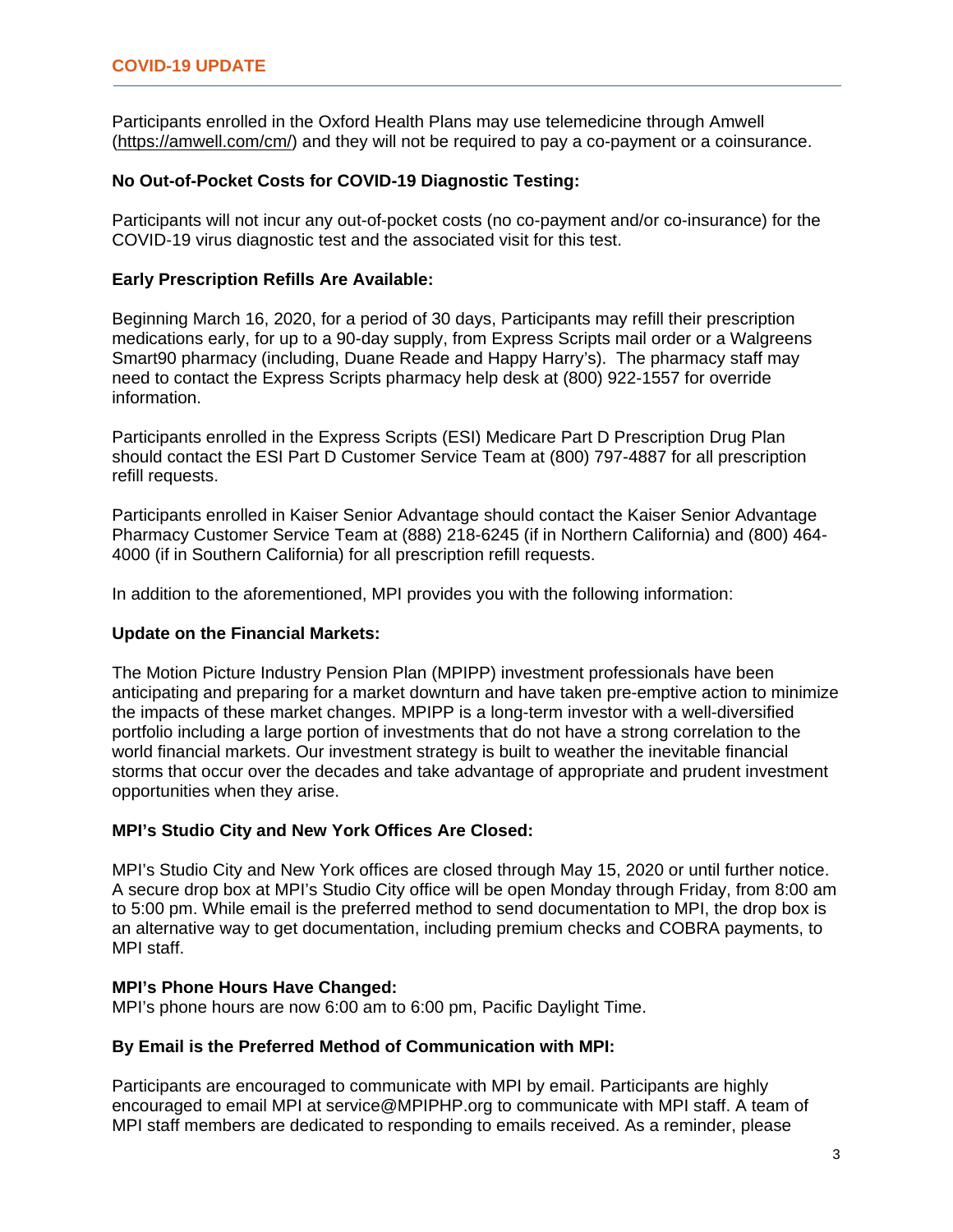Participants enrolled in the Oxford Health Plans may use telemedicine through Amwell (https://amwell.com/cm/) and they will not be required to pay a co-payment or a coinsurance.

**No Out-of-Pocket Costs for COVID-19 Diagnostic Testing:**

Participants will not incur any out-of-pocket costs (no co-payment and/or co-insurance) for the COVID-19 virus diagnostic test and the associated visit for this test.

**Early Prescription Refills Are Available:**

Beginning March 16, 2020, for a period of 30 days, Participants may refill their prescription medications early, for up to a 90-day supply, from Express Scripts mail order or a Walgreens Smart90 pharmacy (including, Duane Reade and Happy Harry's). The pharmacy staff may need to contact the Express Scripts pharmacy help desk at (800) 922-1557 for override information.

Participants enrolled in the Express Scripts (ESI) Medicare Part D Prescription Drug Plan should contact the ESI Part D Customer Service Team at (800) 797-4887 for all prescription refill requests.

Participants enrolled in Kaiser Senior Advantage should contact the Kaiser Senior Advantage Pharmacy Customer Service Team at (888) 218-6245 (if in Northern California) and (800) 464-4000 (if in Southern California) for all prescription refill requests.

In addition to the aforementioned, MPI provides you with the following information:

**Update on the Financial Markets:**

The Motion Picture Industry Pension Plan (MPIPP) investment professionals have been anticipating and preparing for a market downturn and have taken pre-emptive action to minimize the impacts of these market changes. MPIPP is a long-term investor with a well-diversified portfolio including a large portion of investments that do not have a strong correlation to the world financial markets. Our investment strategy is built to weather the inevitable financial storms that occur over the decades and take advantage of appropriate and prudent investment opportunities when they arise.

**MPI's Studio City and New York Offices Are Closed:**

MPI's Studio City and New York offices are closed through May 15, 2020 or until further notice. A secure drop box at MPI's Studio City office will be open Monday through Friday, from 8:00 am to 5:00 pm. While email is the preferred method to send documentation to MPI, the drop box is an alternative way to get documentation, including premium checks and COBRA payments, to MPI staff.

**MPI's Phone Hours Have Changed:**
MPI's phone hours are now 6:00 am to 6:00 pm, Pacific Daylight Time.

**By Email is the Preferred Method of Communication with MPI:**

Participants are encouraged to communicate with MPI by email. Participants are highly encouraged to email MPI at service@MPIPHP.org to communicate with MPI staff. A team of MPI staff members are dedicated to responding to emails received. As a reminder, please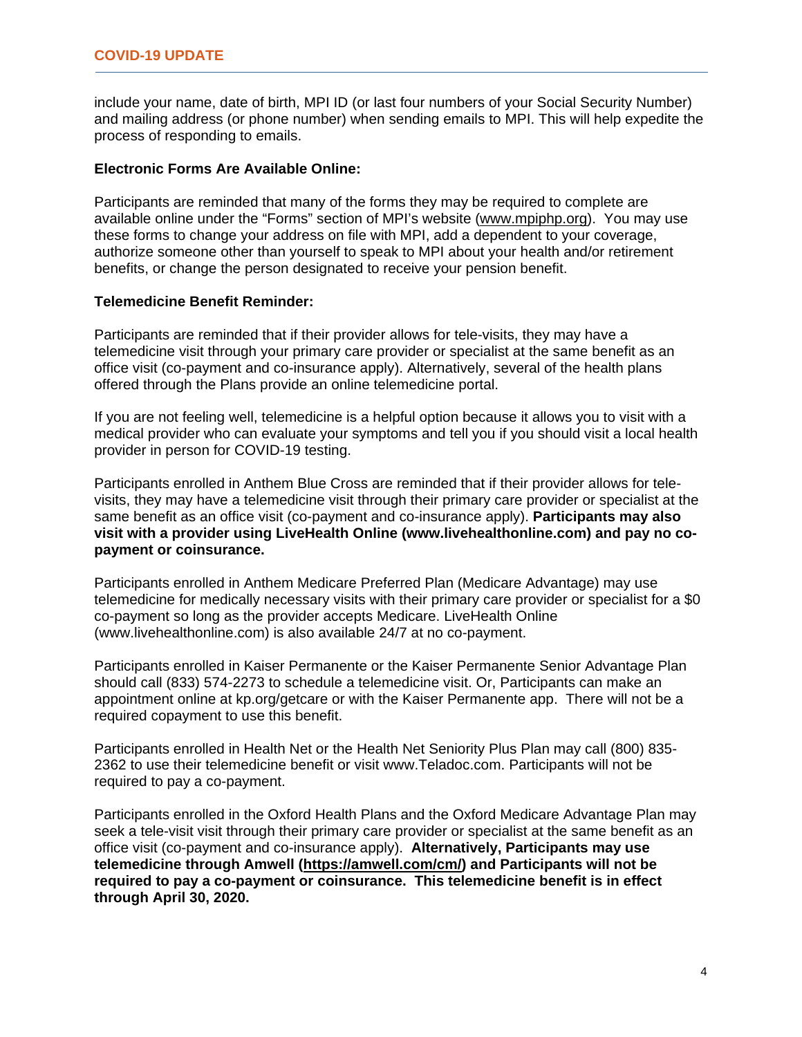include your name, date of birth, MPI ID (or last four numbers of your Social Security Number) and mailing address (or phone number) when sending emails to MPI. This will help expedite the process of responding to emails.

**Electronic Forms Are Available Online:**

Participants are reminded that many of the forms they may be required to complete are available online under the "Forms" section of MPI's website (www.mpiphp.org). You may use these forms to change your address on file with MPI, add a dependent to your coverage, authorize someone other than yourself to speak to MPI about your health and/or retirement benefits, or change the person designated to receive your pension benefit.

**Telemedicine Benefit Reminder:**

Participants are reminded that if their provider allows for tele-visits, they may have a telemedicine visit through your primary care provider or specialist at the same benefit as an office visit (co-payment and co-insurance apply). Alternatively, several of the health plans offered through the Plans provide an online telemedicine portal.

If you are not feeling well, telemedicine is a helpful option because it allows you to visit with a medical provider who can evaluate your symptoms and tell you if you should visit a local health provider in person for COVID-19 testing.

Participants enrolled in Anthem Blue Cross are reminded that if their provider allows for tele-visits, they may have a telemedicine visit through their primary care provider or specialist at the same benefit as an office visit (co-payment and co-insurance apply). **Participants may also visit with a provider using LiveHealth Online (www.livehealthonline.com) and pay no co-payment or coinsurance.**

Participants enrolled in Anthem Medicare Preferred Plan (Medicare Advantage) may use telemedicine for medically necessary visits with their primary care provider or specialist for a $0 co-payment so long as the provider accepts Medicare. LiveHealth Online (www.livehealthonline.com) is also available 24/7 at no co-payment.

Participants enrolled in Kaiser Permanente or the Kaiser Permanente Senior Advantage Plan should call (833) 574-2273 to schedule a telemedicine visit. Or, Participants can make an appointment online at kp.org/getcare or with the Kaiser Permanente app. There will not be a required copayment to use this benefit.

Participants enrolled in Health Net or the Health Net Seniority Plus Plan may call (800) 835-2362 to use their telemedicine benefit or visit www.Teladoc.com. Participants will not be required to pay a co-payment.

Participants enrolled in the Oxford Health Plans and the Oxford Medicare Advantage Plan may seek a tele-visit visit through their primary care provider or specialist at the same benefit as an office visit (co-payment and co-insurance apply). **Alternatively, Participants may use telemedicine through Amwell (https://amwell.com/cm/) and Participants will not be required to pay a co-payment or coinsurance. This telemedicine benefit is in effect through April 30, 2020.**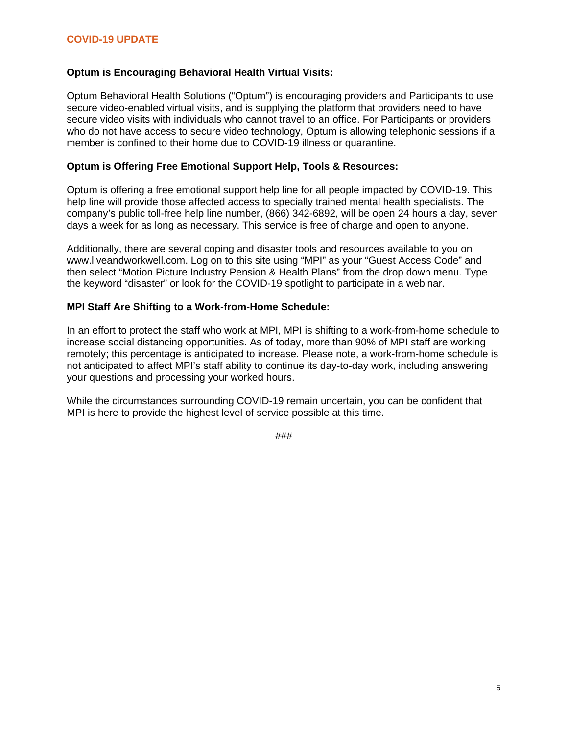**Optum is Encouraging Behavioral Health Virtual Visits:**

Optum Behavioral Health Solutions ("Optum") is encouraging providers and Participants to use secure video-enabled virtual visits, and is supplying the platform that providers need to have secure video visits with individuals who cannot travel to an office. For Participants or providers who do not have access to secure video technology, Optum is allowing telephonic sessions if a member is confined to their home due to COVID-19 illness or quarantine.

**Optum is Offering Free Emotional Support Help, Tools & Resources:**

Optum is offering a free emotional support help line for all people impacted by COVID-19. This help line will provide those affected access to specially trained mental health specialists. The company's public toll-free help line number, (866) 342-6892, will be open 24 hours a day, seven days a week for as long as necessary. This service is free of charge and open to anyone.

Additionally, there are several coping and disaster tools and resources available to you on www.liveandworkwell.com. Log on to this site using "MPI" as your "Guest Access Code" and then select "Motion Picture Industry Pension & Health Plans" from the drop down menu. Type the keyword "disaster" or look for the COVID-19 spotlight to participate in a webinar.

**MPI Staff Are Shifting to a Work-from-Home Schedule:**

In an effort to protect the staff who work at MPI, MPI is shifting to a work-from-home schedule to increase social distancing opportunities. As of today, more than 90% of MPI staff are working remotely; this percentage is anticipated to increase. Please note, a work-from-home schedule is not anticipated to affect MPI's staff ability to continue its day-to-day work, including answering your questions and processing your worked hours.

While the circumstances surrounding COVID-19 remain uncertain, you can be confident that MPI is here to provide the highest level of service possible at this time.

###